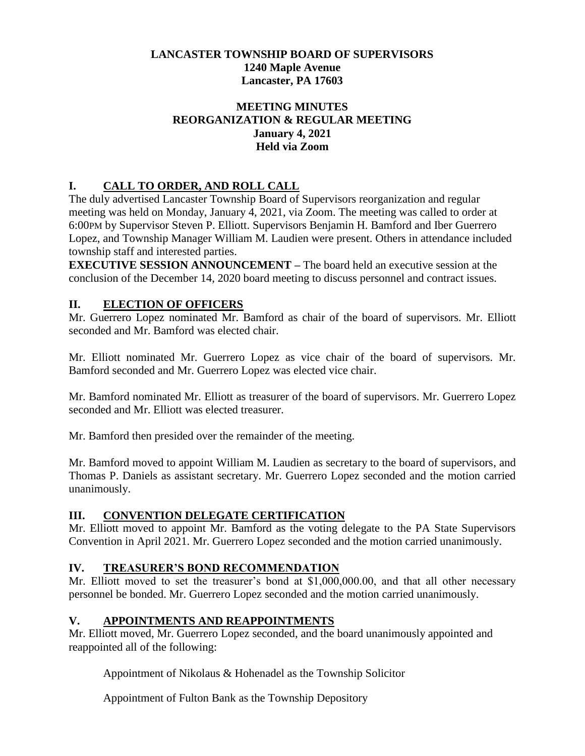**LANCASTER TOWNSHIP BOARD OF SUPERVISORS**
**1240 Maple Avenue**
**Lancaster, PA 17603**

**MEETING MINUTES**
**REORGANIZATION & REGULAR MEETING**
**January 4, 2021**
**Held via Zoom**

## I. CALL TO ORDER, AND ROLL CALL

The duly advertised Lancaster Township Board of Supervisors reorganization and regular meeting was held on Monday, January 4, 2021, via Zoom. The meeting was called to order at 6:00PM by Supervisor Steven P. Elliott. Supervisors Benjamin H. Bamford and Iber Guerrero Lopez, and Township Manager William M. Laudien were present. Others in attendance included township staff and interested parties.

**EXECUTIVE SESSION ANNOUNCEMENT –** The board held an executive session at the conclusion of the December 14, 2020 board meeting to discuss personnel and contract issues.

## II. ELECTION OF OFFICERS

Mr. Guerrero Lopez nominated Mr. Bamford as chair of the board of supervisors. Mr. Elliott seconded and Mr. Bamford was elected chair.

Mr. Elliott nominated Mr. Guerrero Lopez as vice chair of the board of supervisors. Mr. Bamford seconded and Mr. Guerrero Lopez was elected vice chair.

Mr. Bamford nominated Mr. Elliott as treasurer of the board of supervisors. Mr. Guerrero Lopez seconded and Mr. Elliott was elected treasurer.

Mr. Bamford then presided over the remainder of the meeting.

Mr. Bamford moved to appoint William M. Laudien as secretary to the board of supervisors, and Thomas P. Daniels as assistant secretary. Mr. Guerrero Lopez seconded and the motion carried unanimously.

## III. CONVENTION DELEGATE CERTIFICATION

Mr. Elliott moved to appoint Mr. Bamford as the voting delegate to the PA State Supervisors Convention in April 2021. Mr. Guerrero Lopez seconded and the motion carried unanimously.

## IV. TREASURER'S BOND RECOMMENDATION

Mr. Elliott moved to set the treasurer's bond at $1,000,000.00, and that all other necessary personnel be bonded. Mr. Guerrero Lopez seconded and the motion carried unanimously.

## V. APPOINTMENTS AND REAPPOINTMENTS

Mr. Elliott moved, Mr. Guerrero Lopez seconded, and the board unanimously appointed and reappointed all of the following:

Appointment of Nikolaus & Hohenadel as the Township Solicitor

Appointment of Fulton Bank as the Township Depository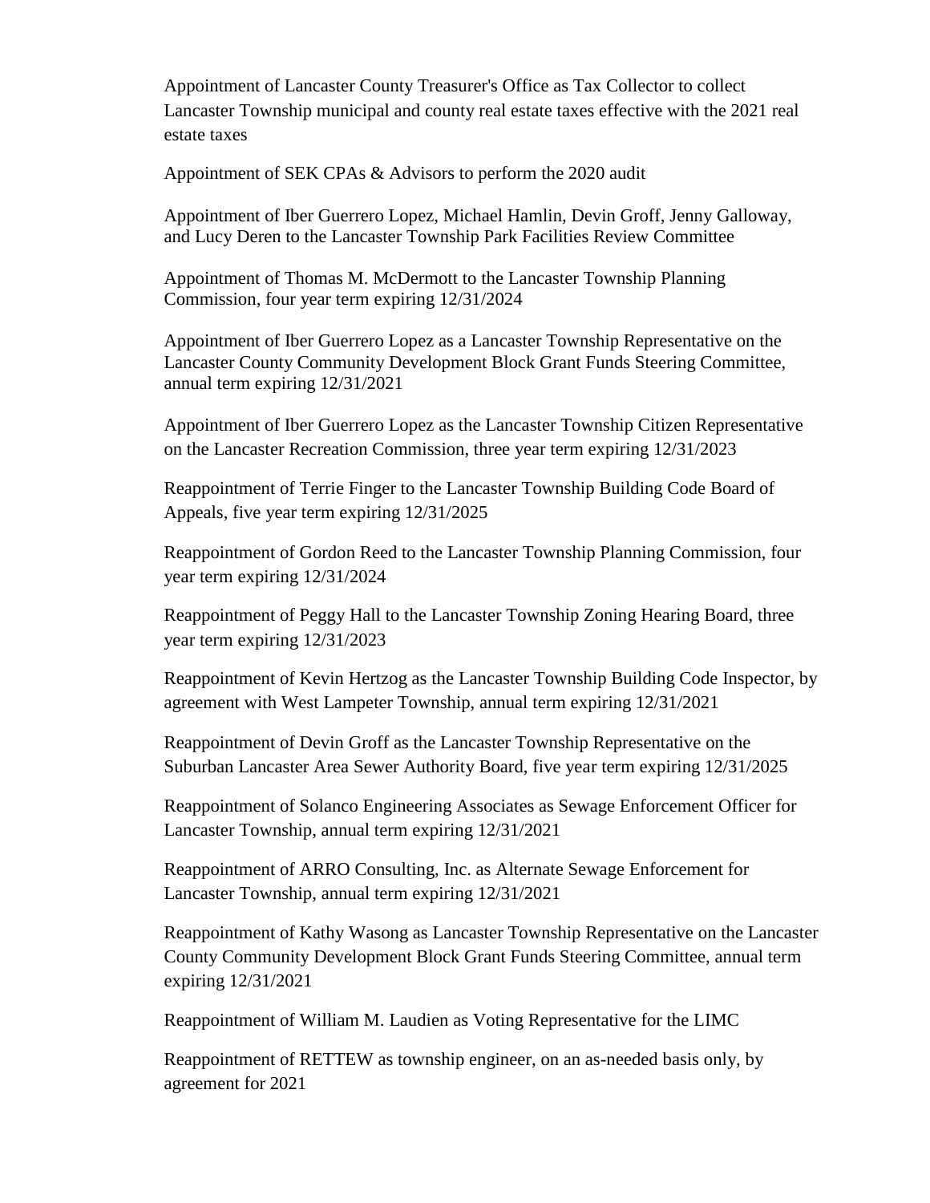Appointment of Lancaster County Treasurer's Office as Tax Collector to collect Lancaster Township municipal and county real estate taxes effective with the 2021 real estate taxes

Appointment of SEK CPAs & Advisors to perform the 2020 audit

Appointment of Iber Guerrero Lopez, Michael Hamlin, Devin Groff, Jenny Galloway, and Lucy Deren to the Lancaster Township Park Facilities Review Committee

Appointment of Thomas M. McDermott to the Lancaster Township Planning Commission, four year term expiring 12/31/2024

Appointment of Iber Guerrero Lopez as a Lancaster Township Representative on the Lancaster County Community Development Block Grant Funds Steering Committee, annual term expiring 12/31/2021

Appointment of Iber Guerrero Lopez as the Lancaster Township Citizen Representative on the Lancaster Recreation Commission, three year term expiring 12/31/2023

Reappointment of Terrie Finger to the Lancaster Township Building Code Board of Appeals, five year term expiring 12/31/2025

Reappointment of Gordon Reed to the Lancaster Township Planning Commission, four year term expiring 12/31/2024

Reappointment of Peggy Hall to the Lancaster Township Zoning Hearing Board, three year term expiring 12/31/2023

Reappointment of Kevin Hertzog as the Lancaster Township Building Code Inspector, by agreement with West Lampeter Township, annual term expiring 12/31/2021

Reappointment of Devin Groff as the Lancaster Township Representative on the Suburban Lancaster Area Sewer Authority Board, five year term expiring 12/31/2025

Reappointment of Solanco Engineering Associates as Sewage Enforcement Officer for Lancaster Township, annual term expiring 12/31/2021

Reappointment of ARRO Consulting, Inc. as Alternate Sewage Enforcement for Lancaster Township, annual term expiring 12/31/2021

Reappointment of Kathy Wasong as Lancaster Township Representative on the Lancaster County Community Development Block Grant Funds Steering Committee, annual term expiring 12/31/2021

Reappointment of William M. Laudien as Voting Representative for the LIMC

Reappointment of RETTEW as township engineer, on an as-needed basis only, by agreement for 2021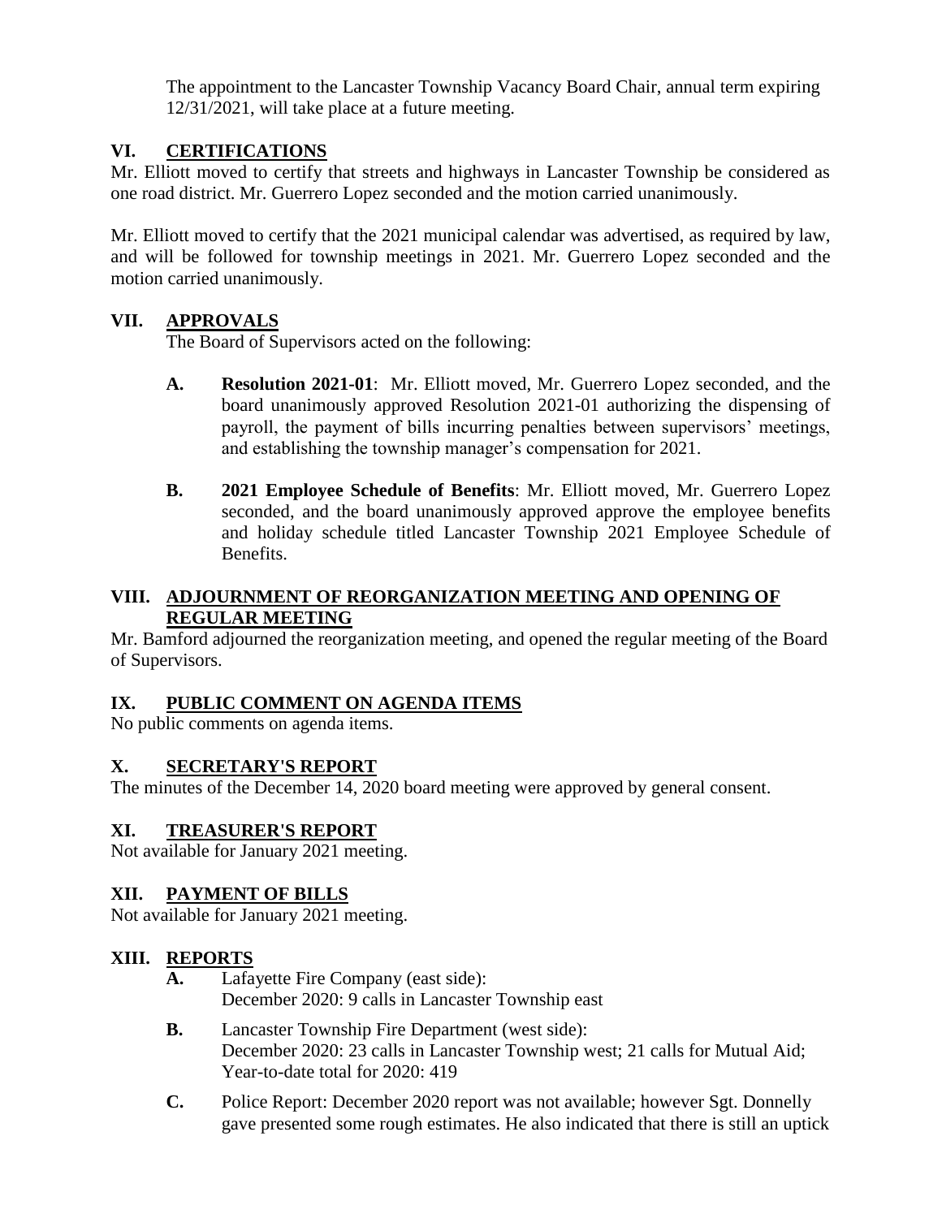The appointment to the Lancaster Township Vacancy Board Chair, annual term expiring 12/31/2021, will take place at a future meeting.

## VI. CERTIFICATIONS

Mr. Elliott moved to certify that streets and highways in Lancaster Township be considered as one road district. Mr. Guerrero Lopez seconded and the motion carried unanimously.

Mr. Elliott moved to certify that the 2021 municipal calendar was advertised, as required by law, and will be followed for township meetings in 2021. Mr. Guerrero Lopez seconded and the motion carried unanimously.

## VII. APPROVALS

The Board of Supervisors acted on the following:

- **A. Resolution 2021-01**: Mr. Elliott moved, Mr. Guerrero Lopez seconded, and the board unanimously approved Resolution 2021-01 authorizing the dispensing of payroll, the payment of bills incurring penalties between supervisors' meetings, and establishing the township manager's compensation for 2021.
- **B. 2021 Employee Schedule of Benefits**: Mr. Elliott moved, Mr. Guerrero Lopez seconded, and the board unanimously approved approve the employee benefits and holiday schedule titled Lancaster Township 2021 Employee Schedule of Benefits.

## VIII. ADJOURNMENT OF REORGANIZATION MEETING AND OPENING OF REGULAR MEETING

Mr. Bamford adjourned the reorganization meeting, and opened the regular meeting of the Board of Supervisors.

## IX. PUBLIC COMMENT ON AGENDA ITEMS

No public comments on agenda items.

## X. SECRETARY'S REPORT

The minutes of the December 14, 2020 board meeting were approved by general consent.

## XI. TREASURER'S REPORT

Not available for January 2021 meeting.

## XII. PAYMENT OF BILLS

Not available for January 2021 meeting.

## XIII. REPORTS

- **A.** Lafayette Fire Company (east side):
  December 2020: 9 calls in Lancaster Township east
- **B.** Lancaster Township Fire Department (west side):
  December 2020: 23 calls in Lancaster Township west; 21 calls for Mutual Aid; Year-to-date total for 2020: 419
- **C.** Police Report: December 2020 report was not available; however Sgt. Donnelly gave presented some rough estimates. He also indicated that there is still an uptick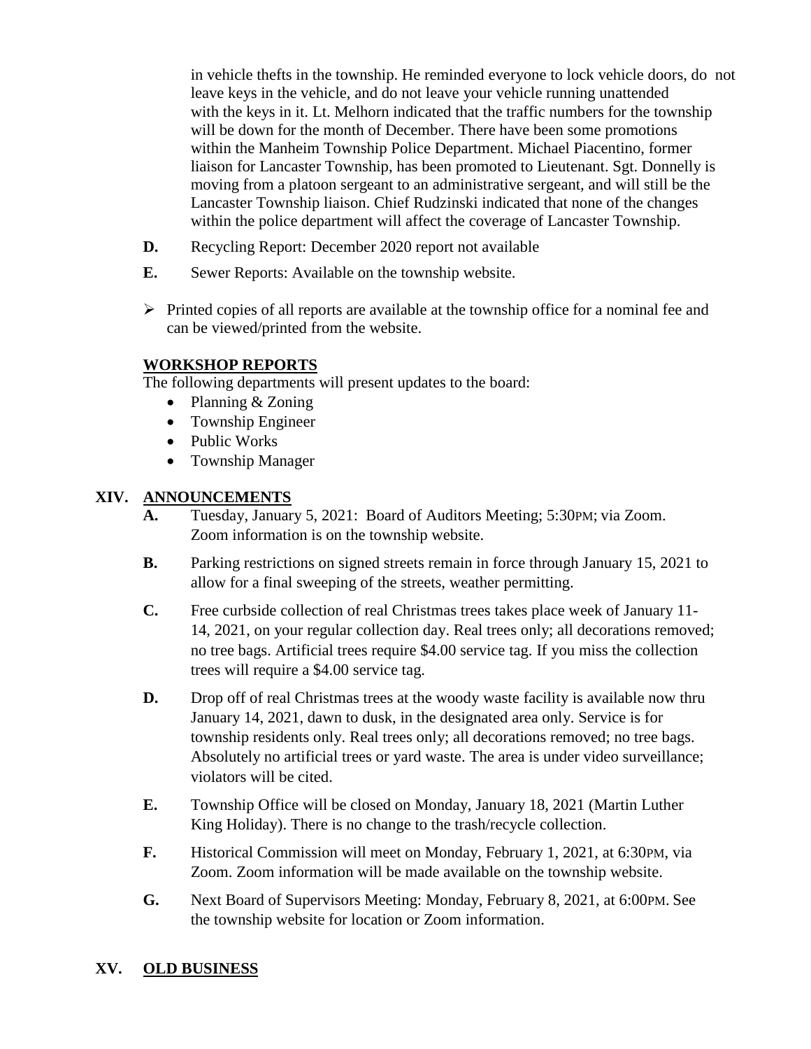in vehicle thefts in the township. He reminded everyone to lock vehicle doors, do not leave keys in the vehicle, and do not leave your vehicle running unattended with the keys in it. Lt. Melhorn indicated that the traffic numbers for the township will be down for the month of December. There have been some promotions within the Manheim Township Police Department. Michael Piacentino, former liaison for Lancaster Township, has been promoted to Lieutenant. Sgt. Donnelly is moving from a platoon sergeant to an administrative sergeant, and will still be the Lancaster Township liaison. Chief Rudzinski indicated that none of the changes within the police department will affect the coverage of Lancaster Township.

**D.** Recycling Report: December 2020 report not available

**E.** Sewer Reports: Available on the township website.

- Printed copies of all reports are available at the township office for a nominal fee and can be viewed/printed from the website.

**WORKSHOP REPORTS**

The following departments will present updates to the board:

- Planning & Zoning
- Township Engineer
- Public Works
- Township Manager

## XIV. ANNOUNCEMENTS

**A.** Tuesday, January 5, 2021: Board of Auditors Meeting; 5:30PM; via Zoom. Zoom information is on the township website.

**B.** Parking restrictions on signed streets remain in force through January 15, 2021 to allow for a final sweeping of the streets, weather permitting.

**C.** Free curbside collection of real Christmas trees takes place week of January 11-14, 2021, on your regular collection day. Real trees only; all decorations removed; no tree bags. Artificial trees require $4.00 service tag. If you miss the collection trees will require a $4.00 service tag.

**D.** Drop off of real Christmas trees at the woody waste facility is available now thru January 14, 2021, dawn to dusk, in the designated area only. Service is for township residents only. Real trees only; all decorations removed; no tree bags. Absolutely no artificial trees or yard waste. The area is under video surveillance; violators will be cited.

**E.** Township Office will be closed on Monday, January 18, 2021 (Martin Luther King Holiday). There is no change to the trash/recycle collection.

**F.** Historical Commission will meet on Monday, February 1, 2021, at 6:30PM, via Zoom. Zoom information will be made available on the township website.

**G.** Next Board of Supervisors Meeting: Monday, February 8, 2021, at 6:00PM. See the township website for location or Zoom information.

## XV. OLD BUSINESS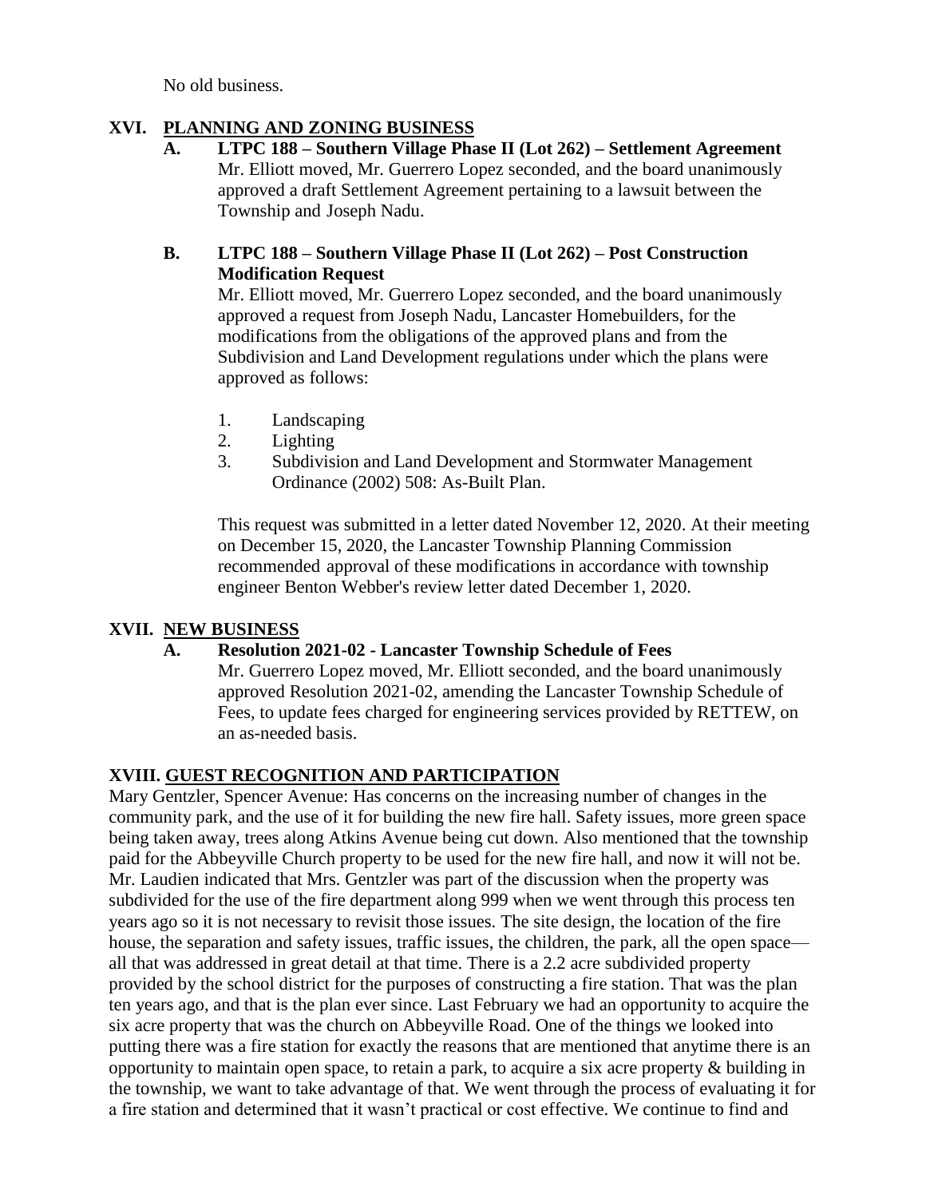No old business.

## XVI. PLANNING AND ZONING BUSINESS

### A. LTPC 188 – Southern Village Phase II (Lot 262) – Settlement Agreement

Mr. Elliott moved, Mr. Guerrero Lopez seconded, and the board unanimously approved a draft Settlement Agreement pertaining to a lawsuit between the Township and Joseph Nadu.

### B. LTPC 188 – Southern Village Phase II (Lot 262) – Post Construction Modification Request

Mr. Elliott moved, Mr. Guerrero Lopez seconded, and the board unanimously approved a request from Joseph Nadu, Lancaster Homebuilders, for the modifications from the obligations of the approved plans and from the Subdivision and Land Development regulations under which the plans were approved as follows:

1. Landscaping
2. Lighting
3. Subdivision and Land Development and Stormwater Management Ordinance (2002) 508: As-Built Plan.

This request was submitted in a letter dated November 12, 2020. At their meeting on December 15, 2020, the Lancaster Township Planning Commission recommended approval of these modifications in accordance with township engineer Benton Webber's review letter dated December 1, 2020.

## XVII. NEW BUSINESS

### A. Resolution 2021-02 - Lancaster Township Schedule of Fees

Mr. Guerrero Lopez moved, Mr. Elliott seconded, and the board unanimously approved Resolution 2021-02, amending the Lancaster Township Schedule of Fees, to update fees charged for engineering services provided by RETTEW, on an as-needed basis.

## XVIII. GUEST RECOGNITION AND PARTICIPATION

Mary Gentzler, Spencer Avenue: Has concerns on the increasing number of changes in the community park, and the use of it for building the new fire hall. Safety issues, more green space being taken away, trees along Atkins Avenue being cut down. Also mentioned that the township paid for the Abbeyville Church property to be used for the new fire hall, and now it will not be. Mr. Laudien indicated that Mrs. Gentzler was part of the discussion when the property was subdivided for the use of the fire department along 999 when we went through this process ten years ago so it is not necessary to revisit those issues. The site design, the location of the fire house, the separation and safety issues, traffic issues, the children, the park, all the open space—all that was addressed in great detail at that time. There is a 2.2 acre subdivided property provided by the school district for the purposes of constructing a fire station. That was the plan ten years ago, and that is the plan ever since. Last February we had an opportunity to acquire the six acre property that was the church on Abbeyville Road. One of the things we looked into putting there was a fire station for exactly the reasons that are mentioned that anytime there is an opportunity to maintain open space, to retain a park, to acquire a six acre property & building in the township, we want to take advantage of that. We went through the process of evaluating it for a fire station and determined that it wasn't practical or cost effective. We continue to find and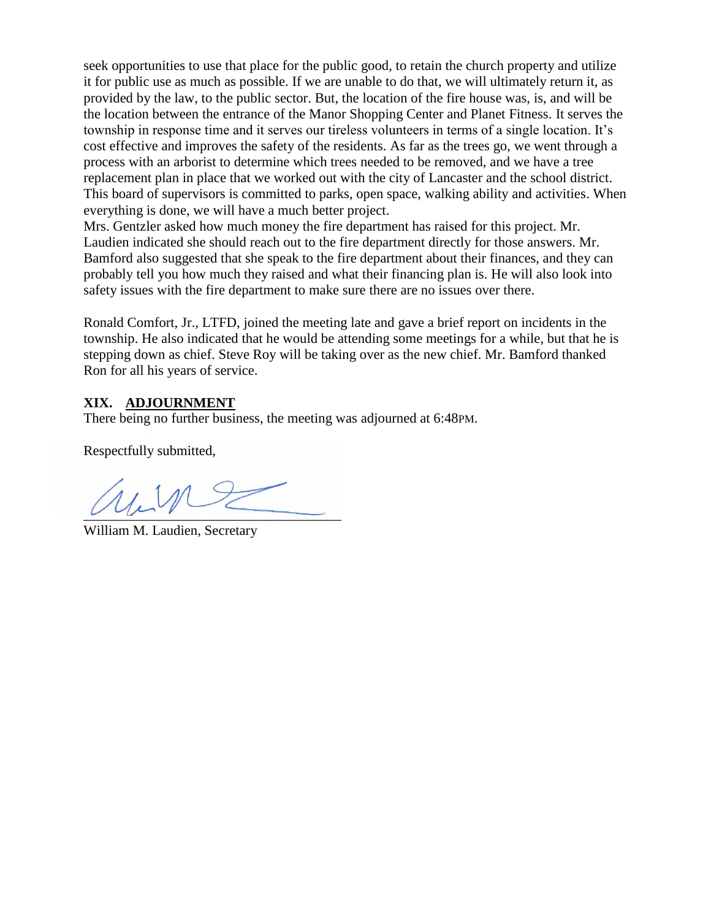seek opportunities to use that place for the public good, to retain the church property and utilize it for public use as much as possible. If we are unable to do that, we will ultimately return it, as provided by the law, to the public sector. But, the location of the fire house was, is, and will be the location between the entrance of the Manor Shopping Center and Planet Fitness. It serves the township in response time and it serves our tireless volunteers in terms of a single location. It's cost effective and improves the safety of the residents. As far as the trees go, we went through a process with an arborist to determine which trees needed to be removed, and we have a tree replacement plan in place that we worked out with the city of Lancaster and the school district. This board of supervisors is committed to parks, open space, walking ability and activities. When everything is done, we will have a much better project.

Mrs. Gentzler asked how much money the fire department has raised for this project. Mr. Laudien indicated she should reach out to the fire department directly for those answers. Mr. Bamford also suggested that she speak to the fire department about their finances, and they can probably tell you how much they raised and what their financing plan is. He will also look into safety issues with the fire department to make sure there are no issues over there.

Ronald Comfort, Jr., LTFD, joined the meeting late and gave a brief report on incidents in the township. He also indicated that he would be attending some meetings for a while, but that he is stepping down as chief. Steve Roy will be taking over as the new chief. Mr. Bamford thanked Ron for all his years of service.

## XIX. ADJOURNMENT

There being no further business, the meeting was adjourned at 6:48PM.

Respectfully submitted,

William M. Laudien, Secretary